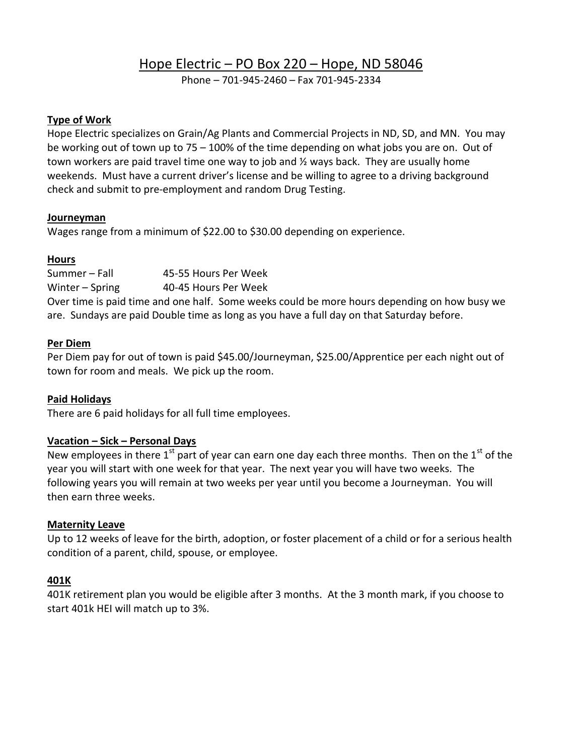# Hope Electric – PO Box 220 – Hope, ND 58046

Phone – 701-945-2460 – Fax 701-945-2334

**Type of Work**

Hope Electric specializes on Grain/Ag Plants and Commercial Projects in ND, SD, and MN. You may be working out of town up to 75 – 100% of the time depending on what jobs you are on. Out of town workers are paid travel time one way to job and ½ ways back. They are usually home weekends. Must have a current driver's license and be willing to agree to a driving background check and submit to pre-employment and random Drug Testing.

**Journeyman**

Wages range from a minimum of $22.00 to $30.00 depending on experience.

**Hours**

Summer – Fall 45-55 Hours Per Week

Winter – Spring 40-45 Hours Per Week

Over time is paid time and one half. Some weeks could be more hours depending on how busy we are. Sundays are paid Double time as long as you have a full day on that Saturday before.

**Per Diem**

Per Diem pay for out of town is paid $45.00/Journeyman, $25.00/Apprentice per each night out of town for room and meals. We pick up the room.

**Paid Holidays**

There are 6 paid holidays for all full time employees.

**Vacation – Sick – Personal Days**

New employees in there 1st part of year can earn one day each three months. Then on the 1st of the year you will start with one week for that year. The next year you will have two weeks. The following years you will remain at two weeks per year until you become a Journeyman. You will then earn three weeks.

**Maternity Leave**

Up to 12 weeks of leave for the birth, adoption, or foster placement of a child or for a serious health condition of a parent, child, spouse, or employee.

**401K**

401K retirement plan you would be eligible after 3 months. At the 3 month mark, if you choose to start 401k HEI will match up to 3%.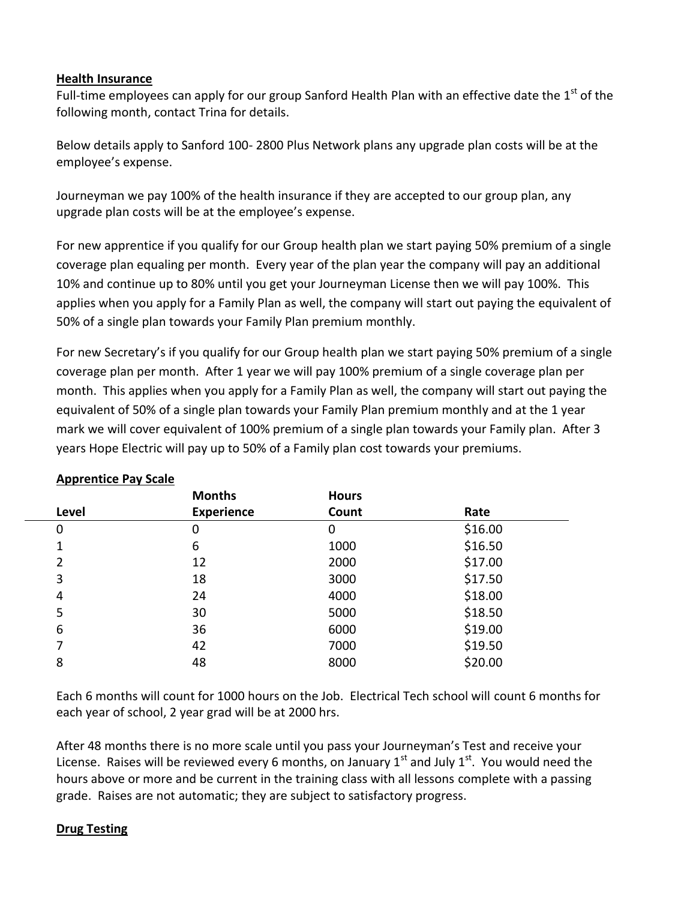**Health Insurance**

Full-time employees can apply for our group Sanford Health Plan with an effective date the 1st of the following month, contact Trina for details.

Below details apply to Sanford 100- 2800 Plus Network plans any upgrade plan costs will be at the employee's expense.

Journeyman we pay 100% of the health insurance if they are accepted to our group plan, any upgrade plan costs will be at the employee's expense.

For new apprentice if you qualify for our Group health plan we start paying 50% premium of a single coverage plan equaling per month. Every year of the plan year the company will pay an additional 10% and continue up to 80% until you get your Journeyman License then we will pay 100%. This applies when you apply for a Family Plan as well, the company will start out paying the equivalent of 50% of a single plan towards your Family Plan premium monthly.

For new Secretary's if you qualify for our Group health plan we start paying 50% premium of a single coverage plan per month. After 1 year we will pay 100% premium of a single coverage plan per month. This applies when you apply for a Family Plan as well, the company will start out paying the equivalent of 50% of a single plan towards your Family Plan premium monthly and at the 1 year mark we will cover equivalent of 100% premium of a single plan towards your Family plan. After 3 years Hope Electric will pay up to 50% of a Family plan cost towards your premiums.

**Apprentice Pay Scale**

| Level | Months Experience | Hours Count | Rate |
|---|---|---|---|
| 0 | 0 | 0 | $16.00 |
| 1 | 6 | 1000 | $16.50 |
| 2 | 12 | 2000 | $17.00 |
| 3 | 18 | 3000 | $17.50 |
| 4 | 24 | 4000 | $18.00 |
| 5 | 30 | 5000 | $18.50 |
| 6 | 36 | 6000 | $19.00 |
| 7 | 42 | 7000 | $19.50 |
| 8 | 48 | 8000 | $20.00 |

Each 6 months will count for 1000 hours on the Job. Electrical Tech school will count 6 months for each year of school, 2 year grad will be at 2000 hrs.

After 48 months there is no more scale until you pass your Journeyman's Test and receive your License. Raises will be reviewed every 6 months, on January 1st and July 1st. You would need the hours above or more and be current in the training class with all lessons complete with a passing grade. Raises are not automatic; they are subject to satisfactory progress.

**Drug Testing**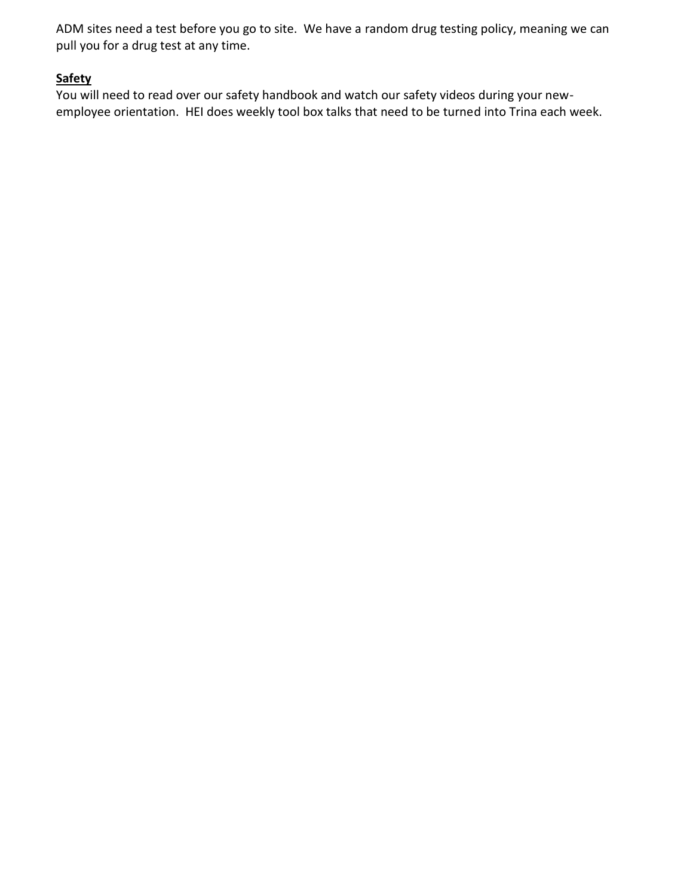ADM sites need a test before you go to site. We have a random drug testing policy, meaning we can pull you for a drug test at any time.

**Safety**

You will need to read over our safety handbook and watch our safety videos during your new-employee orientation. HEI does weekly tool box talks that need to be turned into Trina each week.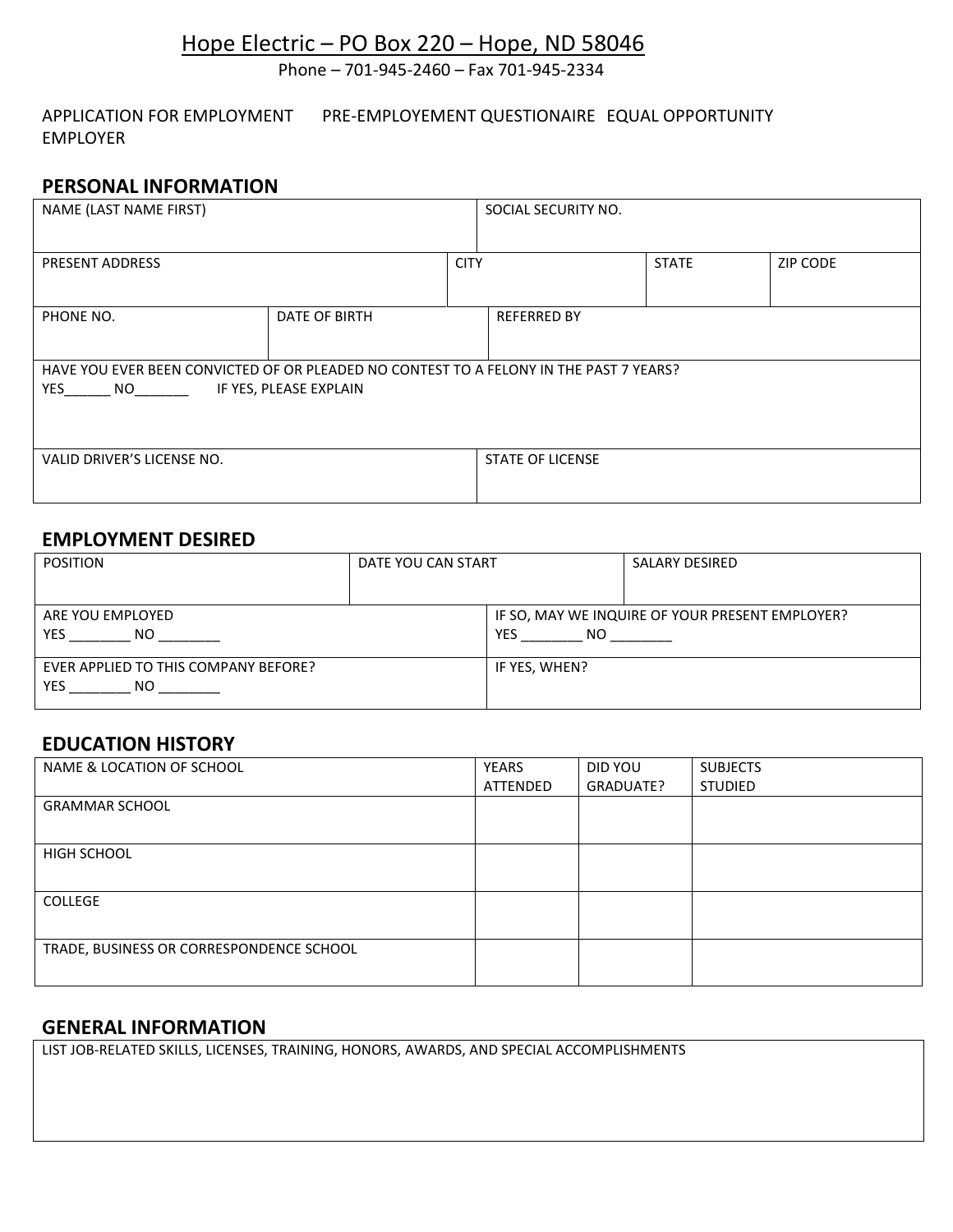Hope Electric – PO Box 220 – Hope, ND 58046

Phone – 701-945-2460 – Fax 701-945-2334

APPLICATION FOR EMPLOYMENT PRE-EMPLOYEMENT QUESTIONAIRE EQUAL OPPORTUNITY EMPLOYER

## PERSONAL INFORMATION

| NAME (LAST NAME FIRST) | | SOCIAL SECURITY NO. | |
|---|---|---|---|
| PRESENT ADDRESS | CITY | STATE | ZIP CODE |
| PHONE NO. | DATE OF BIRTH | REFERRED BY | |

HAVE YOU EVER BEEN CONVICTED OF OR PLEADED NO CONTEST TO A FELONY IN THE PAST 7 YEARS?
YES______ NO_______ IF YES, PLEASE EXPLAIN

| VALID DRIVER'S LICENSE NO. | STATE OF LICENSE |
|---|---|
| | |

## EMPLOYMENT DESIRED

| POSITION | DATE YOU CAN START | SALARY DESIRED |
|---|---|---|
| | | |

| ARE YOU EMPLOYED<br>YES ________ NO ________ | IF SO, MAY WE INQUIRE OF YOUR PRESENT EMPLOYER?<br>YES ________ NO ________ |
|---|---|
| EVER APPLIED TO THIS COMPANY BEFORE?<br>YES ________ NO ________ | IF YES, WHEN? |

## EDUCATION HISTORY

| NAME & LOCATION OF SCHOOL | YEARS ATTENDED | DID YOU GRADUATE? | SUBJECTS STUDIED |
|---|---|---|---|
| GRAMMAR SCHOOL | | | |
| HIGH SCHOOL | | | |
| COLLEGE | | | |
| TRADE, BUSINESS OR CORRESPONDENCE SCHOOL | | | |

## GENERAL INFORMATION

LIST JOB-RELATED SKILLS, LICENSES, TRAINING, HONORS, AWARDS, AND SPECIAL ACCOMPLISHMENTS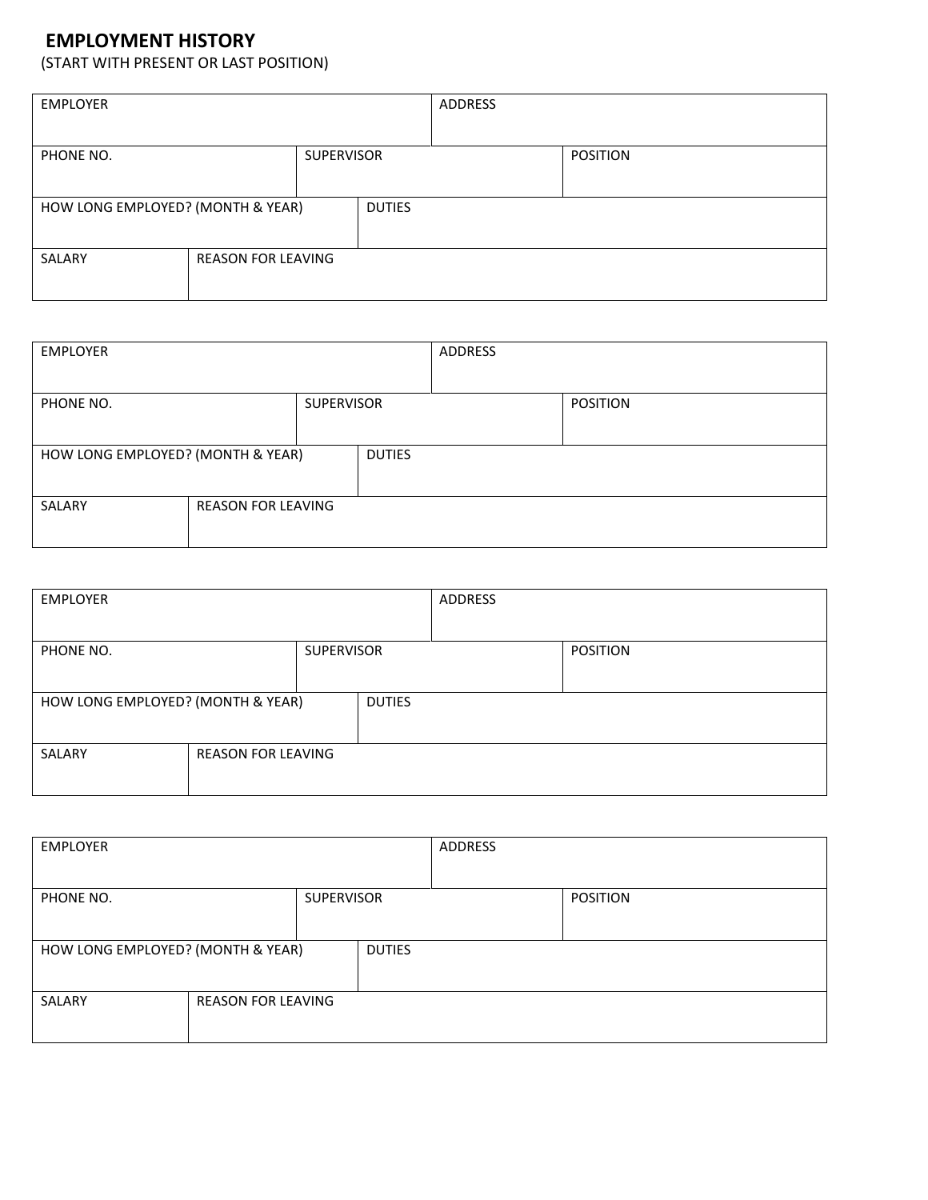## EMPLOYMENT HISTORY

(START WITH PRESENT OR LAST POSITION)

| EMPLOYER | | | ADDRESS | |
|---|---|---|---|---|
| PHONE NO. | | SUPERVISOR | | POSITION |
| HOW LONG EMPLOYED? (MONTH & YEAR) | | DUTIES | | |
| SALARY | REASON FOR LEAVING | | | |

| EMPLOYER | | | ADDRESS | |
|---|---|---|---|---|
| PHONE NO. | | SUPERVISOR | | POSITION |
| HOW LONG EMPLOYED? (MONTH & YEAR) | | DUTIES | | |
| SALARY | REASON FOR LEAVING | | | |

| EMPLOYER | | | ADDRESS | |
|---|---|---|---|---|
| PHONE NO. | | SUPERVISOR | | POSITION |
| HOW LONG EMPLOYED? (MONTH & YEAR) | | DUTIES | | |
| SALARY | REASON FOR LEAVING | | | |

| EMPLOYER | | | ADDRESS | |
|---|---|---|---|---|
| PHONE NO. | | SUPERVISOR | | POSITION |
| HOW LONG EMPLOYED? (MONTH & YEAR) | | DUTIES | | |
| SALARY | REASON FOR LEAVING | | | |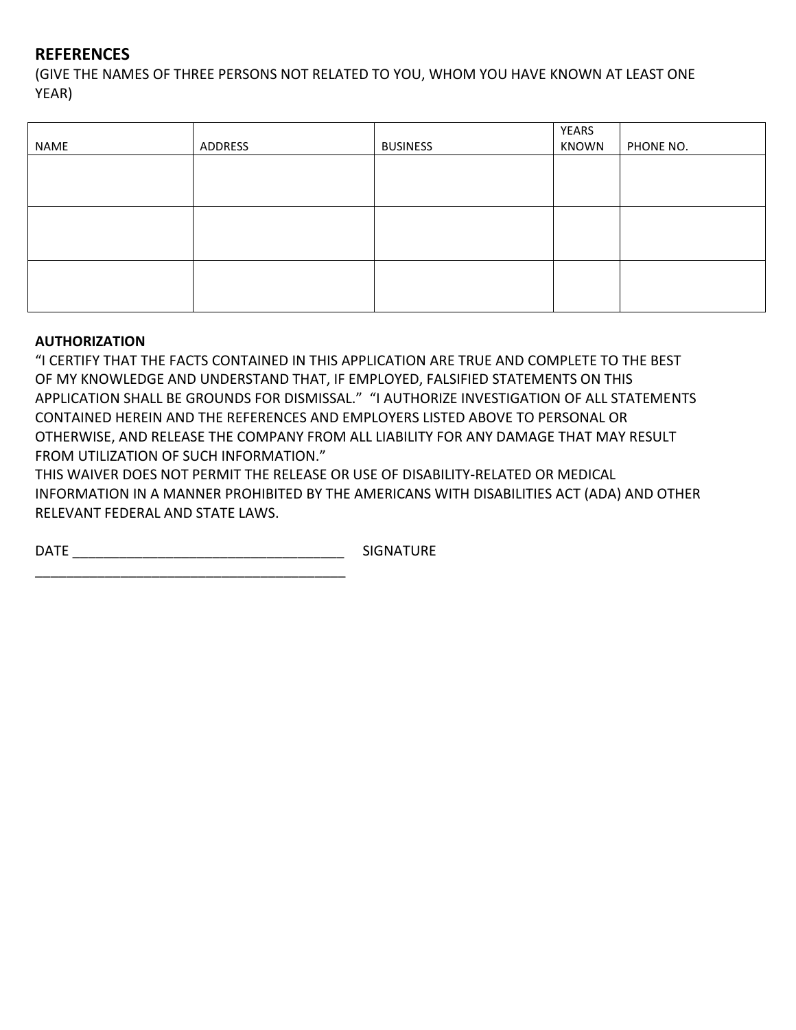## REFERENCES

(GIVE THE NAMES OF THREE PERSONS NOT RELATED TO YOU, WHOM YOU HAVE KNOWN AT LEAST ONE YEAR)

| NAME | ADDRESS | BUSINESS | YEARS KNOWN | PHONE NO. |
|---|---|---|---|---|
| | | | | |
| | | | | |
| | | | | |

**AUTHORIZATION**

"I CERTIFY THAT THE FACTS CONTAINED IN THIS APPLICATION ARE TRUE AND COMPLETE TO THE BEST OF MY KNOWLEDGE AND UNDERSTAND THAT, IF EMPLOYED, FALSIFIED STATEMENTS ON THIS APPLICATION SHALL BE GROUNDS FOR DISMISSAL." "I AUTHORIZE INVESTIGATION OF ALL STATEMENTS CONTAINED HEREIN AND THE REFERENCES AND EMPLOYERS LISTED ABOVE TO PERSONAL OR OTHERWISE, AND RELEASE THE COMPANY FROM ALL LIABILITY FOR ANY DAMAGE THAT MAY RESULT FROM UTILIZATION OF SUCH INFORMATION."

THIS WAIVER DOES NOT PERMIT THE RELEASE OR USE OF DISABILITY-RELATED OR MEDICAL INFORMATION IN A MANNER PROHIBITED BY THE AMERICANS WITH DISABILITIES ACT (ADA) AND OTHER RELEVANT FEDERAL AND STATE LAWS.

DATE ___________________________________ SIGNATURE ________________________________________